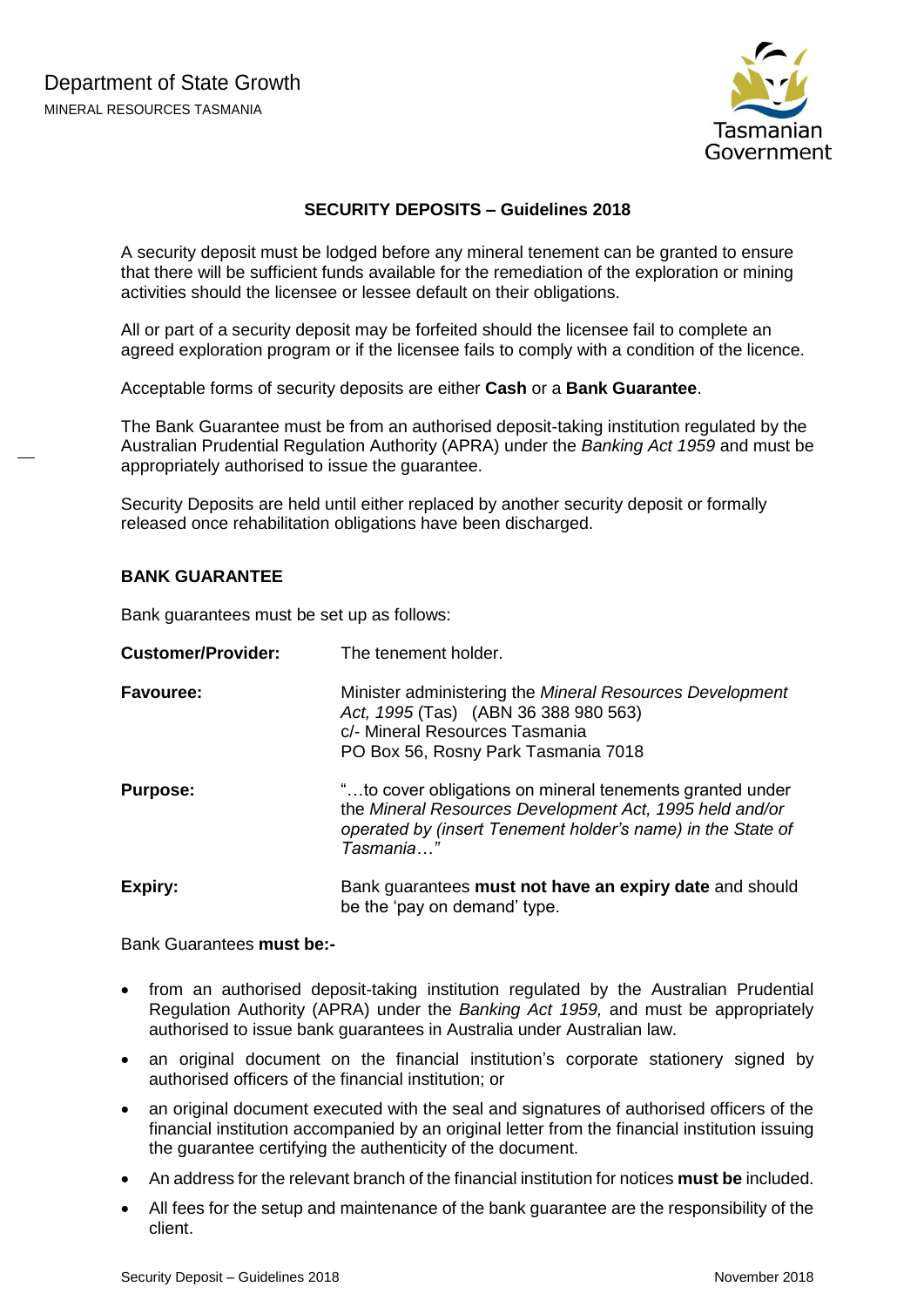Department of State Growth

MINERAL RESOURCES TASMANIA

## SECURITY DEPOSITS – Guidelines 2018

A security deposit must be lodged before any mineral tenement can be granted to ensure that there will be sufficient funds available for the remediation of the exploration or mining activities should the licensee or lessee default on their obligations.

All or part of a security deposit may be forfeited should the licensee fail to complete an agreed exploration program or if the licensee fails to comply with a condition of the licence.

Acceptable forms of security deposits are either **Cash** or a **Bank Guarantee**.

The Bank Guarantee must be from an authorised deposit-taking institution regulated by the Australian Prudential Regulation Authority (APRA) under the *Banking Act 1959* and must be appropriately authorised to issue the guarantee.

Security Deposits are held until either replaced by another security deposit or formally released once rehabilitation obligations have been discharged.

### BANK GUARANTEE

Bank guarantees must be set up as follows:

**Customer/Provider:** The tenement holder.

**Favouree:** Minister administering the *Mineral Resources Development Act, 1995* (Tas) (ABN 36 388 980 563)
c/- Mineral Resources Tasmania
PO Box 56, Rosny Park Tasmania 7018

**Purpose:** "…to cover obligations on mineral tenements granted under the *Mineral Resources Development Act, 1995 held and/or operated by (insert Tenement holder's name) in the State of Tasmania…"*

**Expiry:** Bank guarantees **must not have an expiry date** and should be the 'pay on demand' type.

Bank Guarantees **must be:-**

- from an authorised deposit-taking institution regulated by the Australian Prudential Regulation Authority (APRA) under the *Banking Act 1959,* and must be appropriately authorised to issue bank guarantees in Australia under Australian law.
- an original document on the financial institution's corporate stationery signed by authorised officers of the financial institution; or
- an original document executed with the seal and signatures of authorised officers of the financial institution accompanied by an original letter from the financial institution issuing the guarantee certifying the authenticity of the document.
- An address for the relevant branch of the financial institution for notices **must be** included.
- All fees for the setup and maintenance of the bank guarantee are the responsibility of the client.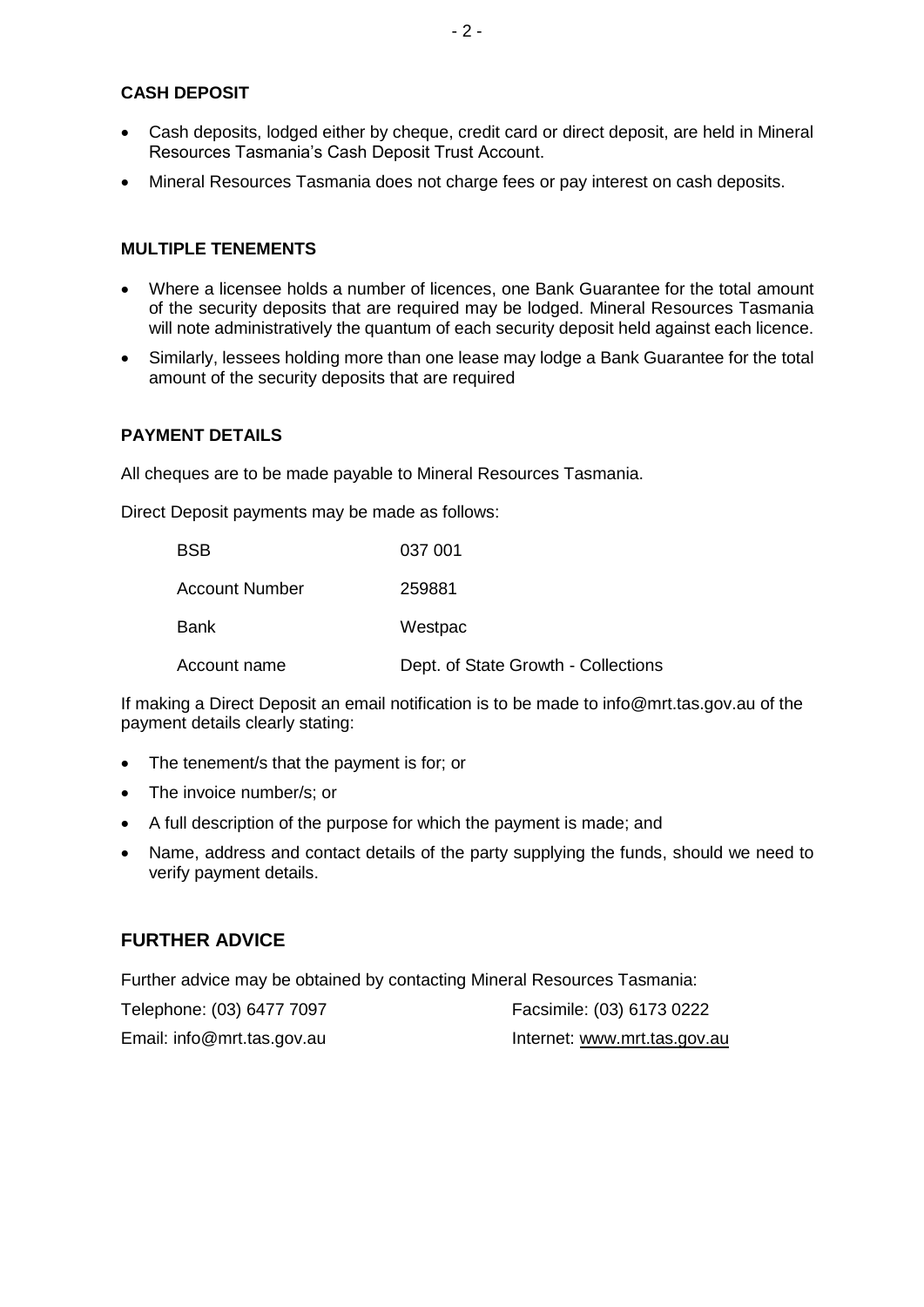## CASH DEPOSIT

- Cash deposits, lodged either by cheque, credit card or direct deposit, are held in Mineral Resources Tasmania's Cash Deposit Trust Account.
- Mineral Resources Tasmania does not charge fees or pay interest on cash deposits.

## MULTIPLE TENEMENTS

- Where a licensee holds a number of licences, one Bank Guarantee for the total amount of the security deposits that are required may be lodged. Mineral Resources Tasmania will note administratively the quantum of each security deposit held against each licence.
- Similarly, lessees holding more than one lease may lodge a Bank Guarantee for the total amount of the security deposits that are required

## PAYMENT DETAILS

All cheques are to be made payable to Mineral Resources Tasmania.

Direct Deposit payments may be made as follows:

| | |
|---|---|
| BSB | 037 001 |
| Account Number | 259881 |
| Bank | Westpac |
| Account name | Dept. of State Growth - Collections |

If making a Direct Deposit an email notification is to be made to info@mrt.tas.gov.au of the payment details clearly stating:

- The tenement/s that the payment is for; or
- The invoice number/s; or
- A full description of the purpose for which the payment is made; and
- Name, address and contact details of the party supplying the funds, should we need to verify payment details.

# FURTHER ADVICE

Further advice may be obtained by contacting Mineral Resources Tasmania:

Telephone: (03) 6477 7097

Facsimile: (03) 6173 0222

Email: info@mrt.tas.gov.au

Internet: www.mrt.tas.gov.au